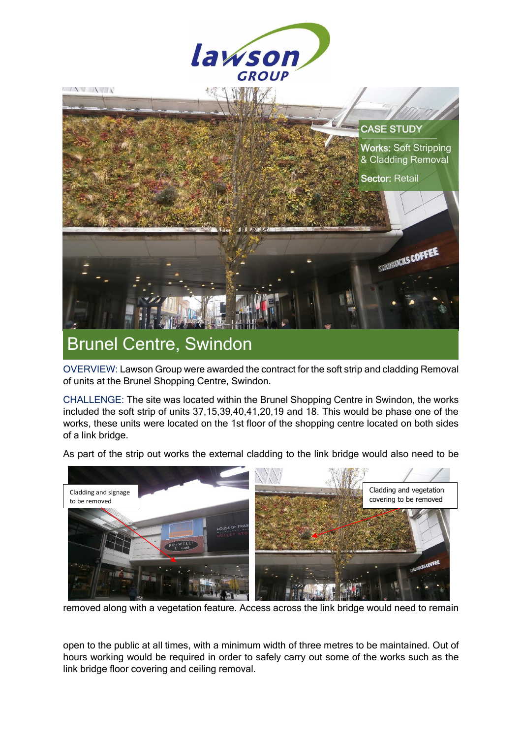CASE STUDY

**Works:** Soft Stripping & Cladding Removal

**Sector:** Retail

# Brunel Centre, Swindon

OVERVIEW: Lawson Group were awarded the contract for the soft strip and cladding Removal of units at the Brunel Shopping Centre, Swindon.

CHALLENGE: The site was located within the Brunel Shopping Centre in Swindon, the works included the soft strip of units 37,15,39,40,41,20,19 and 18. This would be phase one of the works, these units were located on the 1st floor of the shopping centre located on both sides of a link bridge.

As part of the strip out works the external cladding to the link bridge would also need to be removed along with a vegetation feature. Access across the link bridge would need to remain open to the public at all times, with a minimum width of three metres to be maintained. Out of hours working would be required in order to safely carry out some of the works such as the link bridge floor covering and ceiling removal.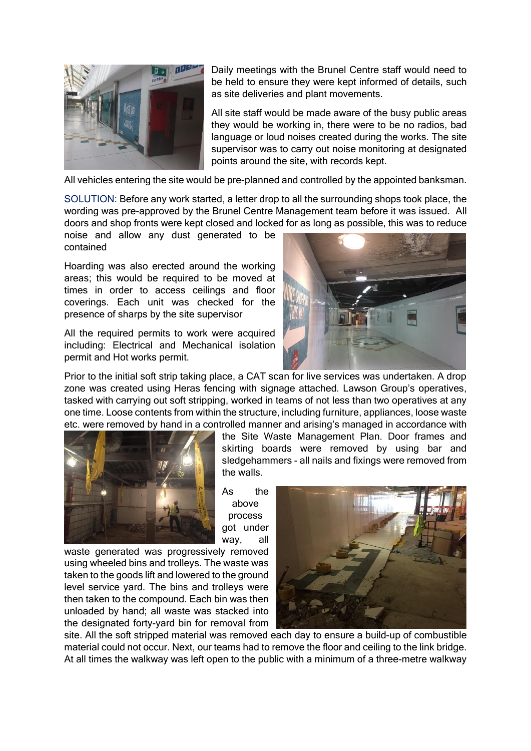Daily meetings with the Brunel Centre staff would need to be held to ensure they were kept informed of details, such as site deliveries and plant movements.

All site staff would be made aware of the busy public areas they would be working in, there were to be no radios, bad language or loud noises created during the works. The site supervisor was to carry out noise monitoring at designated points around the site, with records kept.

All vehicles entering the site would be pre-planned and controlled by the appointed banksman.

SOLUTION: Before any work started, a letter drop to all the surrounding shops took place, the wording was pre-approved by the Brunel Centre Management team before it was issued. All doors and shop fronts were kept closed and locked for as long as possible, this was to reduce noise and allow any dust generated to be contained

Hoarding was also erected around the working areas; this would be required to be moved at times in order to access ceilings and floor coverings. Each unit was checked for the presence of sharps by the site supervisor

All the required permits to work were acquired including: Electrical and Mechanical isolation permit and Hot works permit.

Prior to the initial soft strip taking place, a CAT scan for live services was undertaken. A drop zone was created using Heras fencing with signage attached. Lawson Group's operatives, tasked with carrying out soft stripping, worked in teams of not less than two operatives at any one time. Loose contents from within the structure, including furniture, appliances, loose waste etc. were removed by hand in a controlled manner and arising's managed in accordance with the Site Waste Management Plan. Door frames and skirting boards were removed by using bar and sledgehammers - all nails and fixings were removed from the walls.

As the above process got under way, all waste generated was progressively removed using wheeled bins and trolleys. The waste was taken to the goods lift and lowered to the ground level service yard. The bins and trolleys were then taken to the compound. Each bin was then unloaded by hand; all waste was stacked into the designated forty-yard bin for removal from site. All the soft stripped material was removed each day to ensure a build-up of combustible material could not occur. Next, our teams had to remove the floor and ceiling to the link bridge. At all times the walkway was left open to the public with a minimum of a three-metre walkway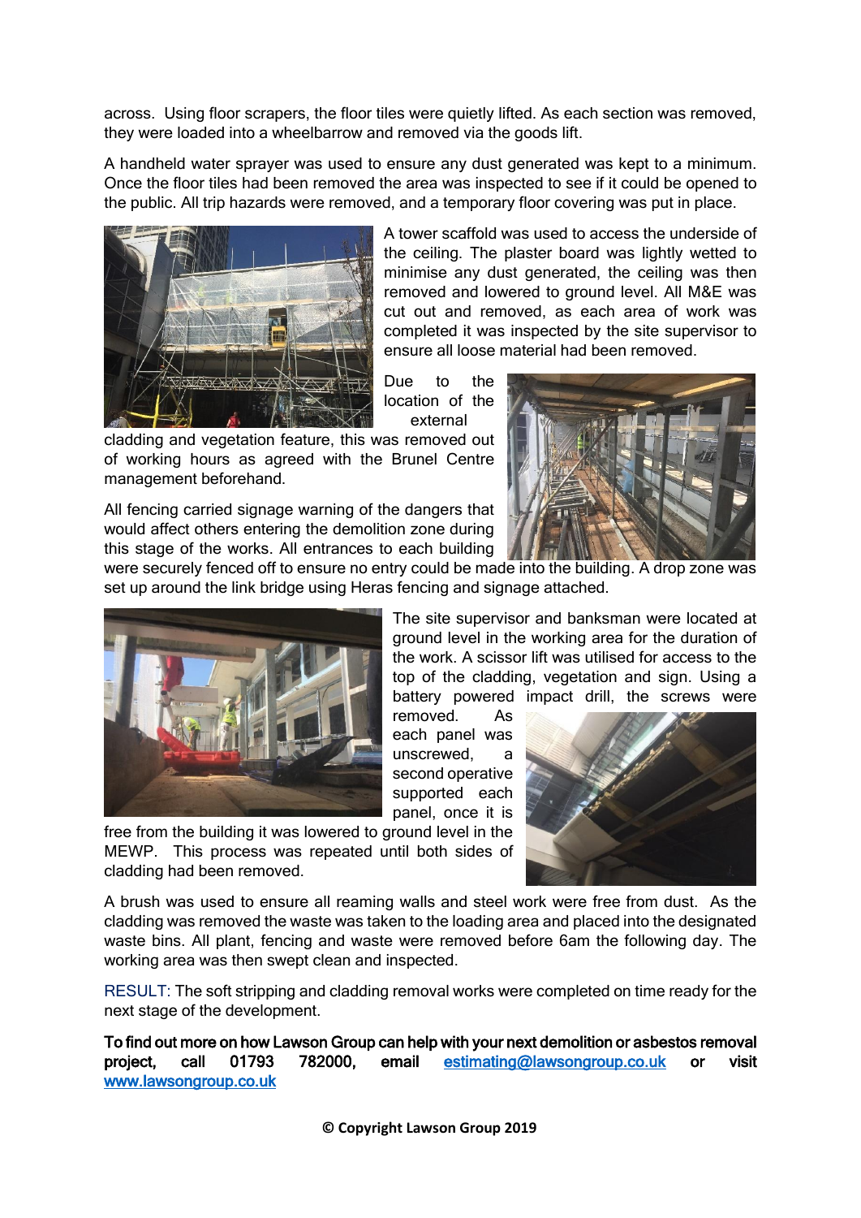across. Using floor scrapers, the floor tiles were quietly lifted. As each section was removed, they were loaded into a wheelbarrow and removed via the goods lift.

A handheld water sprayer was used to ensure any dust generated was kept to a minimum. Once the floor tiles had been removed the area was inspected to see if it could be opened to the public. All trip hazards were removed, and a temporary floor covering was put in place.

A tower scaffold was used to access the underside of the ceiling. The plaster board was lightly wetted to minimise any dust generated, the ceiling was then removed and lowered to ground level. All M&E was cut out and removed, as each area of work was completed it was inspected by the site supervisor to ensure all loose material had been removed.

Due to the location of the external cladding and vegetation feature, this was removed out of working hours as agreed with the Brunel Centre management beforehand.

All fencing carried signage warning of the dangers that would affect others entering the demolition zone during this stage of the works. All entrances to each building were securely fenced off to ensure no entry could be made into the building. A drop zone was set up around the link bridge using Heras fencing and signage attached.

The site supervisor and banksman were located at ground level in the working area for the duration of the work. A scissor lift was utilised for access to the top of the cladding, vegetation and sign. Using a battery powered impact drill, the screws were removed. As each panel was unscrewed, a second operative supported each panel, once it is free from the building it was lowered to ground level in the MEWP. This process was repeated until both sides of cladding had been removed.

A brush was used to ensure all reaming walls and steel work were free from dust. As the cladding was removed the waste was taken to the loading area and placed into the designated waste bins. All plant, fencing and waste were removed before 6am the following day. The working area was then swept clean and inspected.

RESULT: The soft stripping and cladding removal works were completed on time ready for the next stage of the development.

**To find out more on how Lawson Group can help with your next demolition or asbestos removal project, call 01793 782000, email [estimating@lawsongroup.co.uk](mailto:estimating@lawsongroup.co.uk) or visit [www.lawsongroup.co.uk](http://www.lawsongroup.co.uk)**

**© Copyright Lawson Group 2019**